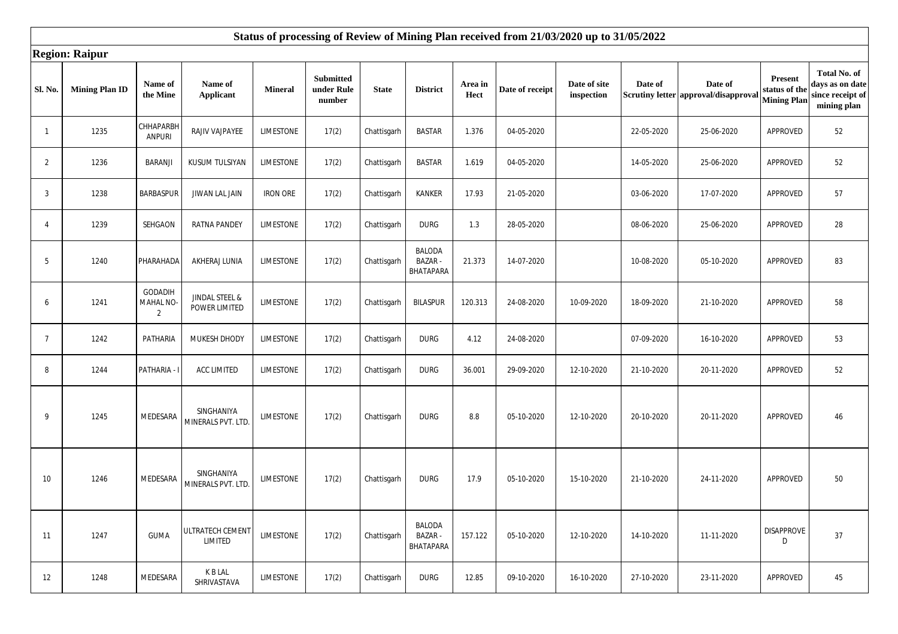## Status of processing of Review of Mining Plan received from 21/03/2020 up to 31/05/2022

**Region: Raipur**

| Sl. No. | Mining Plan ID | Name of the Mine | Name of Applicant | Mineral | Submitted under Rule number | State | District | Area in Hect | Date of receipt | Date of site inspection | Date of Scrutiny letter | Date of approval/disapproval | Present status of the Mining Plan | Total No. of days as on date since receipt of mining plan |
|---|---|---|---|---|---|---|---|---|---|---|---|---|---|---|
| 1 | 1235 | CHHAPARBH ANPURI | RAJIV VAJPAYEE | LIMESTONE | 17(2) | Chattisgarh | BASTAR | 1.376 | 04-05-2020 | | 22-05-2020 | 25-06-2020 | APPROVED | 52 |
| 2 | 1236 | BARANJI | KUSUM TULSIYAN | LIMESTONE | 17(2) | Chattisgarh | BASTAR | 1.619 | 04-05-2020 | | 14-05-2020 | 25-06-2020 | APPROVED | 52 |
| 3 | 1238 | BARBASPUR | JIWAN LAL JAIN | IRON ORE | 17(2) | Chattisgarh | KANKER | 17.93 | 21-05-2020 | | 03-06-2020 | 17-07-2020 | APPROVED | 57 |
| 4 | 1239 | SEHGAON | RATNA PANDEY | LIMESTONE | 17(2) | Chattisgarh | DURG | 1.3 | 28-05-2020 | | 08-06-2020 | 25-06-2020 | APPROVED | 28 |
| 5 | 1240 | PHARAHADA | AKHERAJ LUNIA | LIMESTONE | 17(2) | Chattisgarh | BALODA BAZAR - BHATAPARA | 21.373 | 14-07-2020 | | 10-08-2020 | 05-10-2020 | APPROVED | 83 |
| 6 | 1241 | GODADIH MAHAL NO-2 | JINDAL STEEL & POWER LIMITED | LIMESTONE | 17(2) | Chattisgarh | BILASPUR | 120.313 | 24-08-2020 | 10-09-2020 | 18-09-2020 | 21-10-2020 | APPROVED | 58 |
| 7 | 1242 | PATHARIA | MUKESH DHODY | LIMESTONE | 17(2) | Chattisgarh | DURG | 4.12 | 24-08-2020 | | 07-09-2020 | 16-10-2020 | APPROVED | 53 |
| 8 | 1244 | PATHARIA - I | ACC LIMITED | LIMESTONE | 17(2) | Chattisgarh | DURG | 36.001 | 29-09-2020 | 12-10-2020 | 21-10-2020 | 20-11-2020 | APPROVED | 52 |
| 9 | 1245 | MEDESARA | SINGHANIYA MINERALS PVT. LTD. | LIMESTONE | 17(2) | Chattisgarh | DURG | 8.8 | 05-10-2020 | 12-10-2020 | 20-10-2020 | 20-11-2020 | APPROVED | 46 |
| 10 | 1246 | MEDESARA | SINGHANIYA MINERALS PVT. LTD. | LIMESTONE | 17(2) | Chattisgarh | DURG | 17.9 | 05-10-2020 | 15-10-2020 | 21-10-2020 | 24-11-2020 | APPROVED | 50 |
| 11 | 1247 | GUMA | ULTRATECH CEMENT LIMITED | LIMESTONE | 17(2) | Chattisgarh | BALODA BAZAR - BHATAPARA | 157.122 | 05-10-2020 | 12-10-2020 | 14-10-2020 | 11-11-2020 | DISAPPROVED | 37 |
| 12 | 1248 | MEDESARA | K B LAL SHRIVASTAVA | LIMESTONE | 17(2) | Chattisgarh | DURG | 12.85 | 09-10-2020 | 16-10-2020 | 27-10-2020 | 23-11-2020 | APPROVED | 45 |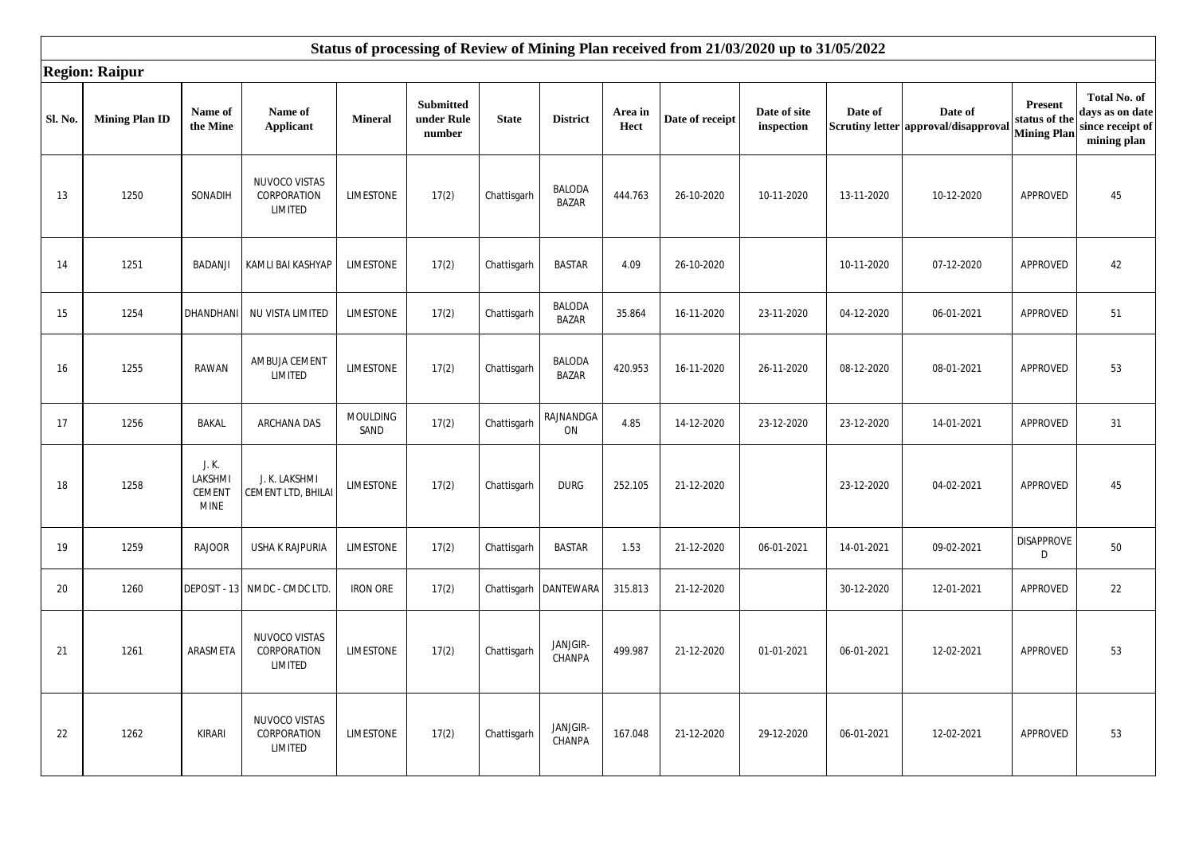## Status of processing of Review of Mining Plan received from 21/03/2020 up to 31/05/2022

### Region: Raipur

| Sl. No. | Mining Plan ID | Name of the Mine | Name of Applicant | Mineral | Submitted under Rule number | State | District | Area in Hect | Date of receipt | Date of site inspection | Date of Scrutiny letter | Date of approval/disapproval | Present status of the Mining Plan | Total No. of days as on date since receipt of mining plan |
|---|---|---|---|---|---|---|---|---|---|---|---|---|---|---|
| 13 | 1250 | SONADIH | NUVOCO VISTAS CORPORATION LIMITED | LIMESTONE | 17(2) | Chattisgarh | BALODA BAZAR | 444.763 | 26-10-2020 | 10-11-2020 | 13-11-2020 | 10-12-2020 | APPROVED | 45 |
| 14 | 1251 | BADANJI | KAMLI BAI KASHYAP | LIMESTONE | 17(2) | Chattisgarh | BASTAR | 4.09 | 26-10-2020 | | 10-11-2020 | 07-12-2020 | APPROVED | 42 |
| 15 | 1254 | DHANDHANI | NU VISTA LIMITED | LIMESTONE | 17(2) | Chattisgarh | BALODA BAZAR | 35.864 | 16-11-2020 | 23-11-2020 | 04-12-2020 | 06-01-2021 | APPROVED | 51 |
| 16 | 1255 | RAWAN | AMBUJA CEMENT LIMITED | LIMESTONE | 17(2) | Chattisgarh | BALODA BAZAR | 420.953 | 16-11-2020 | 26-11-2020 | 08-12-2020 | 08-01-2021 | APPROVED | 53 |
| 17 | 1256 | BAKAL | ARCHANA DAS | MOULDING SAND | 17(2) | Chattisgarh | RAJNANDGAON | 4.85 | 14-12-2020 | 23-12-2020 | 23-12-2020 | 14-01-2021 | APPROVED | 31 |
| 18 | 1258 | J. K. LAKSHMI CEMENT MINE | J. K. LAKSHMI CEMENT LTD, BHILAI | LIMESTONE | 17(2) | Chattisgarh | DURG | 252.105 | 21-12-2020 | | 23-12-2020 | 04-02-2021 | APPROVED | 45 |
| 19 | 1259 | RAJOOR | USHA K RAJPURIA | LIMESTONE | 17(2) | Chattisgarh | BASTAR | 1.53 | 21-12-2020 | 06-01-2021 | 14-01-2021 | 09-02-2021 | DISAPPROVED | 50 |
| 20 | 1260 | DEPOSIT - 13 | NMDC - CMDC LTD. | IRON ORE | 17(2) | Chattisgarh | DANTEWARA | 315.813 | 21-12-2020 | | 30-12-2020 | 12-01-2021 | APPROVED | 22 |
| 21 | 1261 | ARASMETA | NUVOCO VISTAS CORPORATION LIMITED | LIMESTONE | 17(2) | Chattisgarh | JANJGIR-CHANPA | 499.987 | 21-12-2020 | 01-01-2021 | 06-01-2021 | 12-02-2021 | APPROVED | 53 |
| 22 | 1262 | KIRARI | NUVOCO VISTAS CORPORATION LIMITED | LIMESTONE | 17(2) | Chattisgarh | JANJGIR-CHANPA | 167.048 | 21-12-2020 | 29-12-2020 | 06-01-2021 | 12-02-2021 | APPROVED | 53 |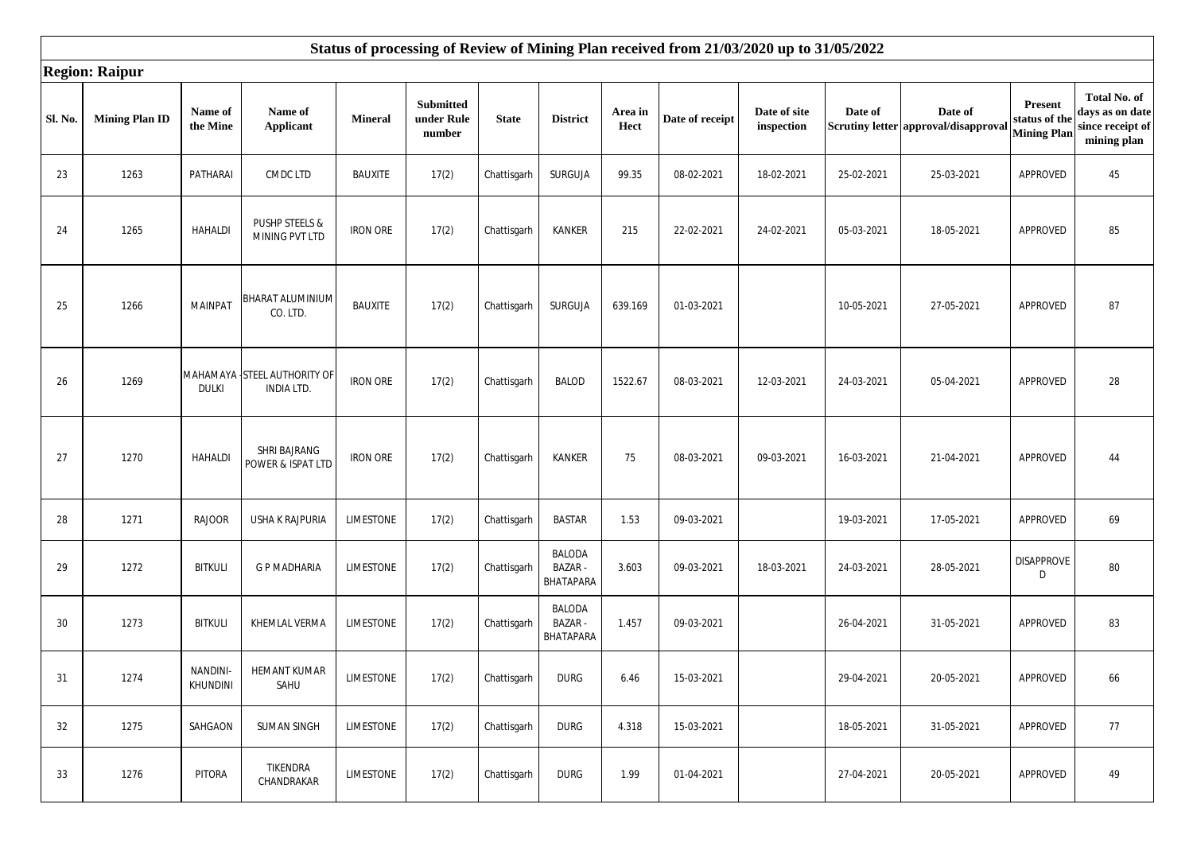## Status of processing of Review of Mining Plan received from 21/03/2020 up to 31/05/2022

**Region: Raipur**

| Sl. No. | Mining Plan ID | Name of the Mine | Name of Applicant | Mineral | Submitted under Rule number | State | District | Area in Hect | Date of receipt | Date of site inspection | Date of Scrutiny letter | Date of approval/disapproval | Present status of the Mining Plan | Total No. of days as on date since receipt of mining plan |
|---|---|---|---|---|---|---|---|---|---|---|---|---|---|---|
| 23 | 1263 | PATHARAI | CMDC LTD | BAUXITE | 17(2) | Chattisgarh | SURGUJA | 99.35 | 08-02-2021 | 18-02-2021 | 25-02-2021 | 25-03-2021 | APPROVED | 45 |
| 24 | 1265 | HAHALDI | PUSHP STEELS & MINING PVT LTD | IRON ORE | 17(2) | Chattisgarh | KANKER | 215 | 22-02-2021 | 24-02-2021 | 05-03-2021 | 18-05-2021 | APPROVED | 85 |
| 25 | 1266 | MAINPAT | BHARAT ALUMINIUM CO. LTD. | BAUXITE | 17(2) | Chattisgarh | SURGUJA | 639.169 | 01-03-2021 | | 10-05-2021 | 27-05-2021 | APPROVED | 87 |
| 26 | 1269 | MAHAMAYA - DULKI | STEEL AUTHORITY OF INDIA LTD. | IRON ORE | 17(2) | Chattisgarh | BALOD | 1522.67 | 08-03-2021 | 12-03-2021 | 24-03-2021 | 05-04-2021 | APPROVED | 28 |
| 27 | 1270 | HAHALDI | SHRI BAJRANG POWER & ISPAT LTD | IRON ORE | 17(2) | Chattisgarh | KANKER | 75 | 08-03-2021 | 09-03-2021 | 16-03-2021 | 21-04-2021 | APPROVED | 44 |
| 28 | 1271 | RAJOOR | USHA K RAJPURIA | LIMESTONE | 17(2) | Chattisgarh | BASTAR | 1.53 | 09-03-2021 | | 19-03-2021 | 17-05-2021 | APPROVED | 69 |
| 29 | 1272 | BITKULI | G P MADHARIA | LIMESTONE | 17(2) | Chattisgarh | BALODA BAZAR - BHATAPARA | 3.603 | 09-03-2021 | 18-03-2021 | 24-03-2021 | 28-05-2021 | DISAPPROVED | 80 |
| 30 | 1273 | BITKULI | KHEMLAL VERMA | LIMESTONE | 17(2) | Chattisgarh | BALODA BAZAR - BHATAPARA | 1.457 | 09-03-2021 | | 26-04-2021 | 31-05-2021 | APPROVED | 83 |
| 31 | 1274 | NANDINI-KHUNDINI | HEMANT KUMAR SAHU | LIMESTONE | 17(2) | Chattisgarh | DURG | 6.46 | 15-03-2021 | | 29-04-2021 | 20-05-2021 | APPROVED | 66 |
| 32 | 1275 | SAHGAON | SUMAN SINGH | LIMESTONE | 17(2) | Chattisgarh | DURG | 4.318 | 15-03-2021 | | 18-05-2021 | 31-05-2021 | APPROVED | 77 |
| 33 | 1276 | PITORA | TIKENDRA CHANDRAKAR | LIMESTONE | 17(2) | Chattisgarh | DURG | 1.99 | 01-04-2021 | | 27-04-2021 | 20-05-2021 | APPROVED | 49 |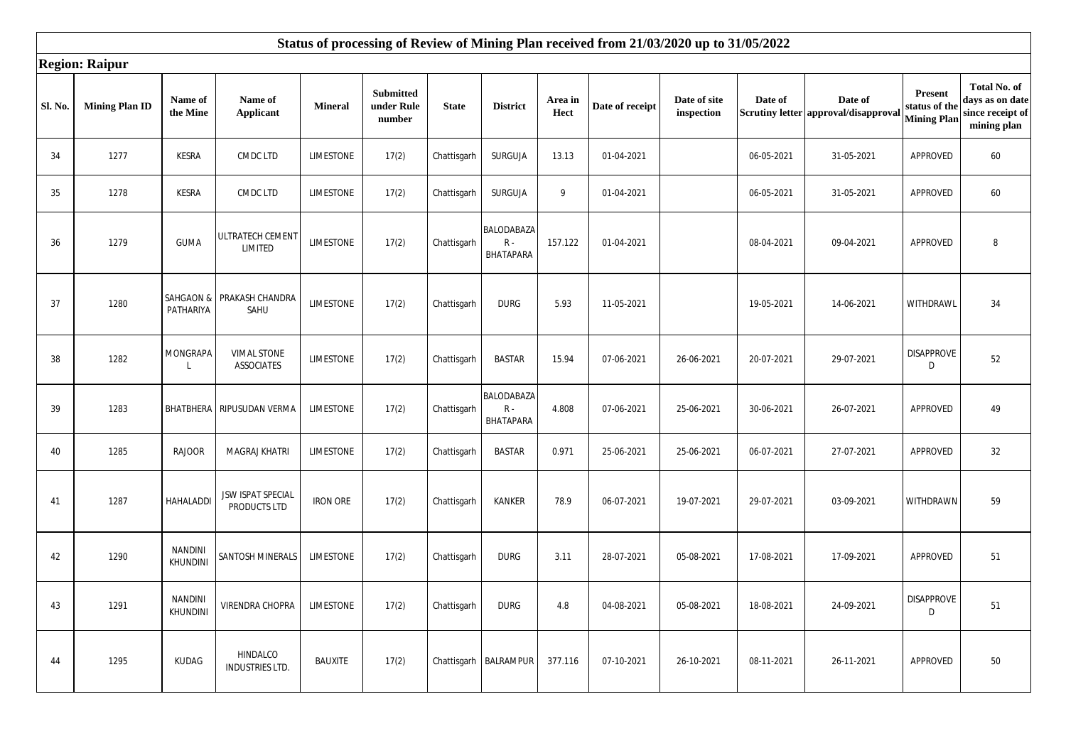## Status of processing of Review of Mining Plan received from 21/03/2020 up to 31/05/2022

**Region: Raipur**

| Sl. No. | Mining Plan ID | Name of the Mine | Name of Applicant | Mineral | Submitted under Rule number | State | District | Area in Hect | Date of receipt | Date of site inspection | Date of Scrutiny letter | Date of approval/disapproval | Present status of the Mining Plan | Total No. of days as on date since receipt of mining plan |
|---|---|---|---|---|---|---|---|---|---|---|---|---|---|---|
| 34 | 1277 | KESRA | CMDC LTD | LIMESTONE | 17(2) | Chattisgarh | SURGUJA | 13.13 | 01-04-2021 | | 06-05-2021 | 31-05-2021 | APPROVED | 60 |
| 35 | 1278 | KESRA | CMDC LTD | LIMESTONE | 17(2) | Chattisgarh | SURGUJA | 9 | 01-04-2021 | | 06-05-2021 | 31-05-2021 | APPROVED | 60 |
| 36 | 1279 | GUMA | ULTRATECH CEMENT LIMITED | LIMESTONE | 17(2) | Chattisgarh | BALODABAZAR - BHATAPARA | 157.122 | 01-04-2021 | | 08-04-2021 | 09-04-2021 | APPROVED | 8 |
| 37 | 1280 | SAHGAON & PATHARIYA | PRAKASH CHANDRA SAHU | LIMESTONE | 17(2) | Chattisgarh | DURG | 5.93 | 11-05-2021 | | 19-05-2021 | 14-06-2021 | WITHDRAWL | 34 |
| 38 | 1282 | MONGRAPAL | VIMAL STONE ASSOCIATES | LIMESTONE | 17(2) | Chattisgarh | BASTAR | 15.94 | 07-06-2021 | 26-06-2021 | 20-07-2021 | 29-07-2021 | DISAPPROVED | 52 |
| 39 | 1283 | BHATBHERA | RIPUSUDAN VERMA | LIMESTONE | 17(2) | Chattisgarh | BALODABAZAR - BHATAPARA | 4.808 | 07-06-2021 | 25-06-2021 | 30-06-2021 | 26-07-2021 | APPROVED | 49 |
| 40 | 1285 | RAJOOR | MAGRAJ KHATRI | LIMESTONE | 17(2) | Chattisgarh | BASTAR | 0.971 | 25-06-2021 | 25-06-2021 | 06-07-2021 | 27-07-2021 | APPROVED | 32 |
| 41 | 1287 | HAHALADDI | JSW ISPAT SPECIAL PRODUCTS LTD | IRON ORE | 17(2) | Chattisgarh | KANKER | 78.9 | 06-07-2021 | 19-07-2021 | 29-07-2021 | 03-09-2021 | WITHDRAWN | 59 |
| 42 | 1290 | NANDINI KHUNDINI | SANTOSH MINERALS | LIMESTONE | 17(2) | Chattisgarh | DURG | 3.11 | 28-07-2021 | 05-08-2021 | 17-08-2021 | 17-09-2021 | APPROVED | 51 |
| 43 | 1291 | NANDINI KHUNDINI | VIRENDRA CHOPRA | LIMESTONE | 17(2) | Chattisgarh | DURG | 4.8 | 04-08-2021 | 05-08-2021 | 18-08-2021 | 24-09-2021 | DISAPPROVED | 51 |
| 44 | 1295 | KUDAG | HINDALCO INDUSTRIES LTD. | BAUXITE | 17(2) | Chattisgarh | BALRAMPUR | 377.116 | 07-10-2021 | 26-10-2021 | 08-11-2021 | 26-11-2021 | APPROVED | 50 |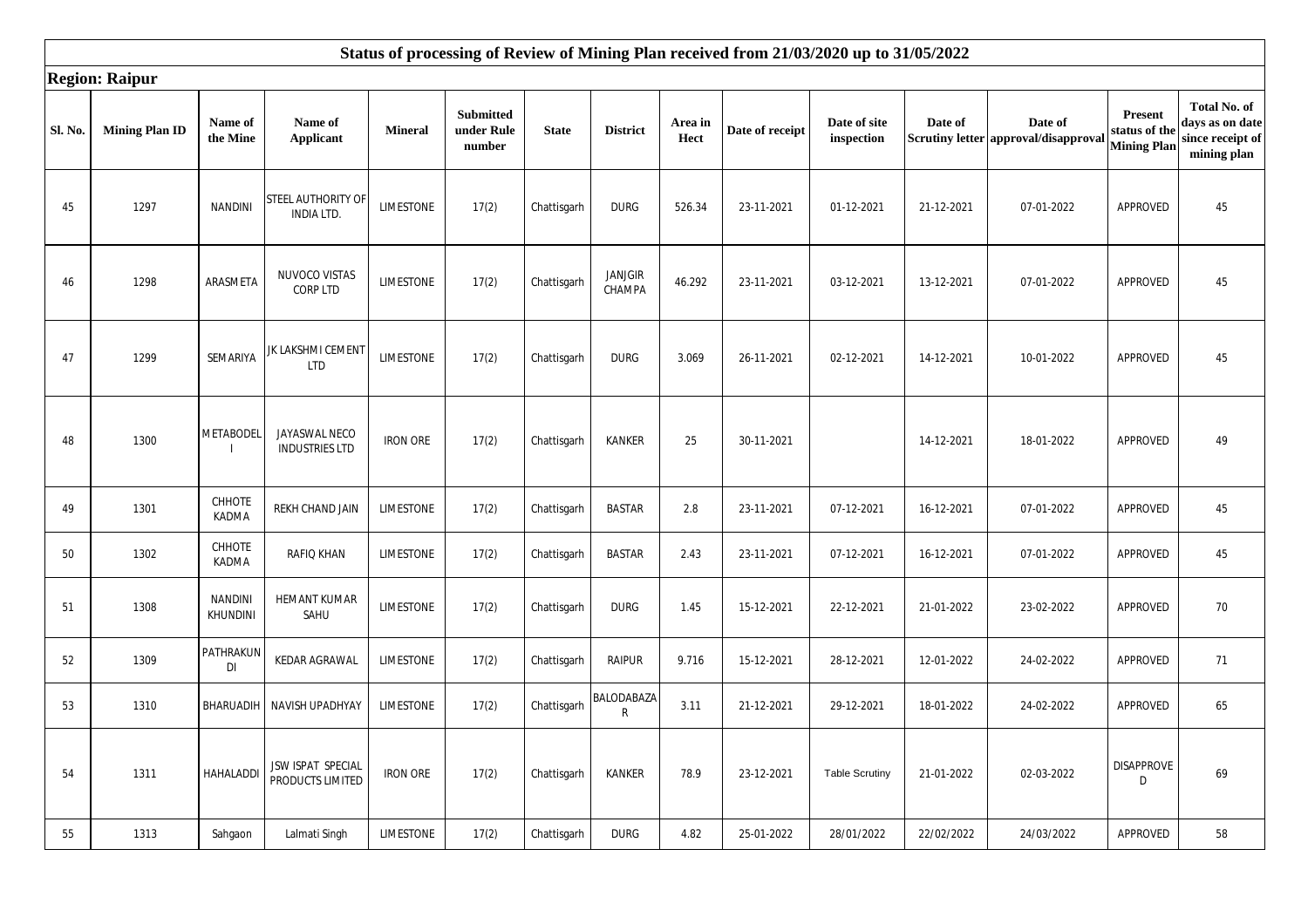# Status of processing of Review of Mining Plan received from 21/03/2020 up to 31/05/2022

## Region: Raipur

| Sl. No. | Mining Plan ID | Name of the Mine | Name of Applicant | Mineral | Submitted under Rule number | State | District | Area in Hect | Date of receipt | Date of site inspection | Date of Scrutiny letter | Date of approval/disapproval | Present status of the Mining Plan | Total No. of days as on date since receipt of mining plan |
|---|---|---|---|---|---|---|---|---|---|---|---|---|---|---|
| 45 | 1297 | NANDINI | STEEL AUTHORITY OF INDIA LTD. | LIMESTONE | 17(2) | Chattisgarh | DURG | 526.34 | 23-11-2021 | 01-12-2021 | 21-12-2021 | 07-01-2022 | APPROVED | 45 |
| 46 | 1298 | ARASMETA | NUVOCO VISTAS CORP LTD | LIMESTONE | 17(2) | Chattisgarh | JANJGIR CHAMPA | 46.292 | 23-11-2021 | 03-12-2021 | 13-12-2021 | 07-01-2022 | APPROVED | 45 |
| 47 | 1299 | SEMARIYA | JK LAKSHMI CEMENT LTD | LIMESTONE | 17(2) | Chattisgarh | DURG | 3.069 | 26-11-2021 | 02-12-2021 | 14-12-2021 | 10-01-2022 | APPROVED | 45 |
| 48 | 1300 | METABODELI | JAYASWAL NECO INDUSTRIES LTD | IRON ORE | 17(2) | Chattisgarh | KANKER | 25 | 30-11-2021 | | 14-12-2021 | 18-01-2022 | APPROVED | 49 |
| 49 | 1301 | CHHOTE KADMA | REKH CHAND JAIN | LIMESTONE | 17(2) | Chattisgarh | BASTAR | 2.8 | 23-11-2021 | 07-12-2021 | 16-12-2021 | 07-01-2022 | APPROVED | 45 |
| 50 | 1302 | CHHOTE KADMA | RAFIQ KHAN | LIMESTONE | 17(2) | Chattisgarh | BASTAR | 2.43 | 23-11-2021 | 07-12-2021 | 16-12-2021 | 07-01-2022 | APPROVED | 45 |
| 51 | 1308 | NANDINI KHUNDINI | HEMANT KUMAR SAHU | LIMESTONE | 17(2) | Chattisgarh | DURG | 1.45 | 15-12-2021 | 22-12-2021 | 21-01-2022 | 23-02-2022 | APPROVED | 70 |
| 52 | 1309 | PATHRAKUNDI | KEDAR AGRAWAL | LIMESTONE | 17(2) | Chattisgarh | RAIPUR | 9.716 | 15-12-2021 | 28-12-2021 | 12-01-2022 | 24-02-2022 | APPROVED | 71 |
| 53 | 1310 | BHARUADIH | NAVISH UPADHYAY | LIMESTONE | 17(2) | Chattisgarh | BALODABAZAR | 3.11 | 21-12-2021 | 29-12-2021 | 18-01-2022 | 24-02-2022 | APPROVED | 65 |
| 54 | 1311 | HAHALADDI | JSW ISPAT SPECIAL PRODUCTS LIMITED | IRON ORE | 17(2) | Chattisgarh | KANKER | 78.9 | 23-12-2021 | Table Scrutiny | 21-01-2022 | 02-03-2022 | DISAPPROVED | 69 |
| 55 | 1313 | Sahgaon | Lalmati Singh | LIMESTONE | 17(2) | Chattisgarh | DURG | 4.82 | 25-01-2022 | 28/01/2022 | 22/02/2022 | 24/03/2022 | APPROVED | 58 |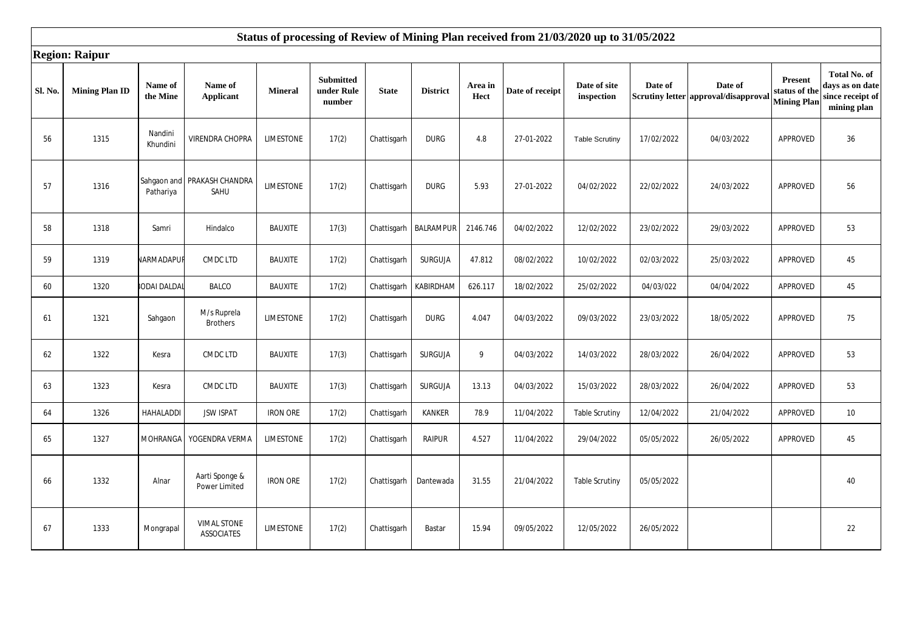## Status of processing of Review of Mining Plan received from 21/03/2020 up to 31/05/2022

**Region: Raipur**

| Sl. No. | Mining Plan ID | Name of the Mine | Name of Applicant | Mineral | Submitted under Rule number | State | District | Area in Hect | Date of receipt | Date of site inspection | Date of Scrutiny letter | Date of approval/disapproval | Present status of the Mining Plan | Total No. of days as on date since receipt of mining plan |
|---|---|---|---|---|---|---|---|---|---|---|---|---|---|---|
| 56 | 1315 | Nandini Khundini | VIRENDRA CHOPRA | LIMESTONE | 17(2) | Chattisgarh | DURG | 4.8 | 27-01-2022 | Table Scrutiny | 17/02/2022 | 04/03/2022 | APPROVED | 36 |
| 57 | 1316 | Sahgaon and Pathariya | PRAKASH CHANDRA SAHU | LIMESTONE | 17(2) | Chattisgarh | DURG | 5.93 | 27-01-2022 | 04/02/2022 | 22/02/2022 | 24/03/2022 | APPROVED | 56 |
| 58 | 1318 | Samri | Hindalco | BAUXITE | 17(3) | Chattisgarh | BALRAMPUR | 2146.746 | 04/02/2022 | 12/02/2022 | 23/02/2022 | 29/03/2022 | APPROVED | 53 |
| 59 | 1319 | NARMADAPUR | CMDC LTD | BAUXITE | 17(2) | Chattisgarh | SURGUJA | 47.812 | 08/02/2022 | 10/02/2022 | 02/03/2022 | 25/03/2022 | APPROVED | 45 |
| 60 | 1320 | BODAI DALDAL | BALCO | BAUXITE | 17(2) | Chattisgarh | KABIRDHAM | 626.117 | 18/02/2022 | 25/02/2022 | 04/03/022 | 04/04/2022 | APPROVED | 45 |
| 61 | 1321 | Sahgaon | M/s Ruprela Brothers | LIMESTONE | 17(2) | Chattisgarh | DURG | 4.047 | 04/03/2022 | 09/03/2022 | 23/03/2022 | 18/05/2022 | APPROVED | 75 |
| 62 | 1322 | Kesra | CMDC LTD | BAUXITE | 17(3) | Chattisgarh | SURGUJA | 9 | 04/03/2022 | 14/03/2022 | 28/03/2022 | 26/04/2022 | APPROVED | 53 |
| 63 | 1323 | Kesra | CMDC LTD | BAUXITE | 17(3) | Chattisgarh | SURGUJA | 13.13 | 04/03/2022 | 15/03/2022 | 28/03/2022 | 26/04/2022 | APPROVED | 53 |
| 64 | 1326 | HAHALADDI | JSW ISPAT | IRON ORE | 17(2) | Chattisgarh | KANKER | 78.9 | 11/04/2022 | Table Scrutiny | 12/04/2022 | 21/04/2022 | APPROVED | 10 |
| 65 | 1327 | MOHRANGA | YOGENDRA VERMA | LIMESTONE | 17(2) | Chattisgarh | RAIPUR | 4.527 | 11/04/2022 | 29/04/2022 | 05/05/2022 | 26/05/2022 | APPROVED | 45 |
| 66 | 1332 | Alnar | Aarti Sponge & Power Limited | IRON ORE | 17(2) | Chattisgarh | Dantewada | 31.55 | 21/04/2022 | Table Scrutiny | 05/05/2022 | | | 40 |
| 67 | 1333 | Mongrapal | VIMAL STONE ASSOCIATES | LIMESTONE | 17(2) | Chattisgarh | Bastar | 15.94 | 09/05/2022 | 12/05/2022 | 26/05/2022 | | | 22 |